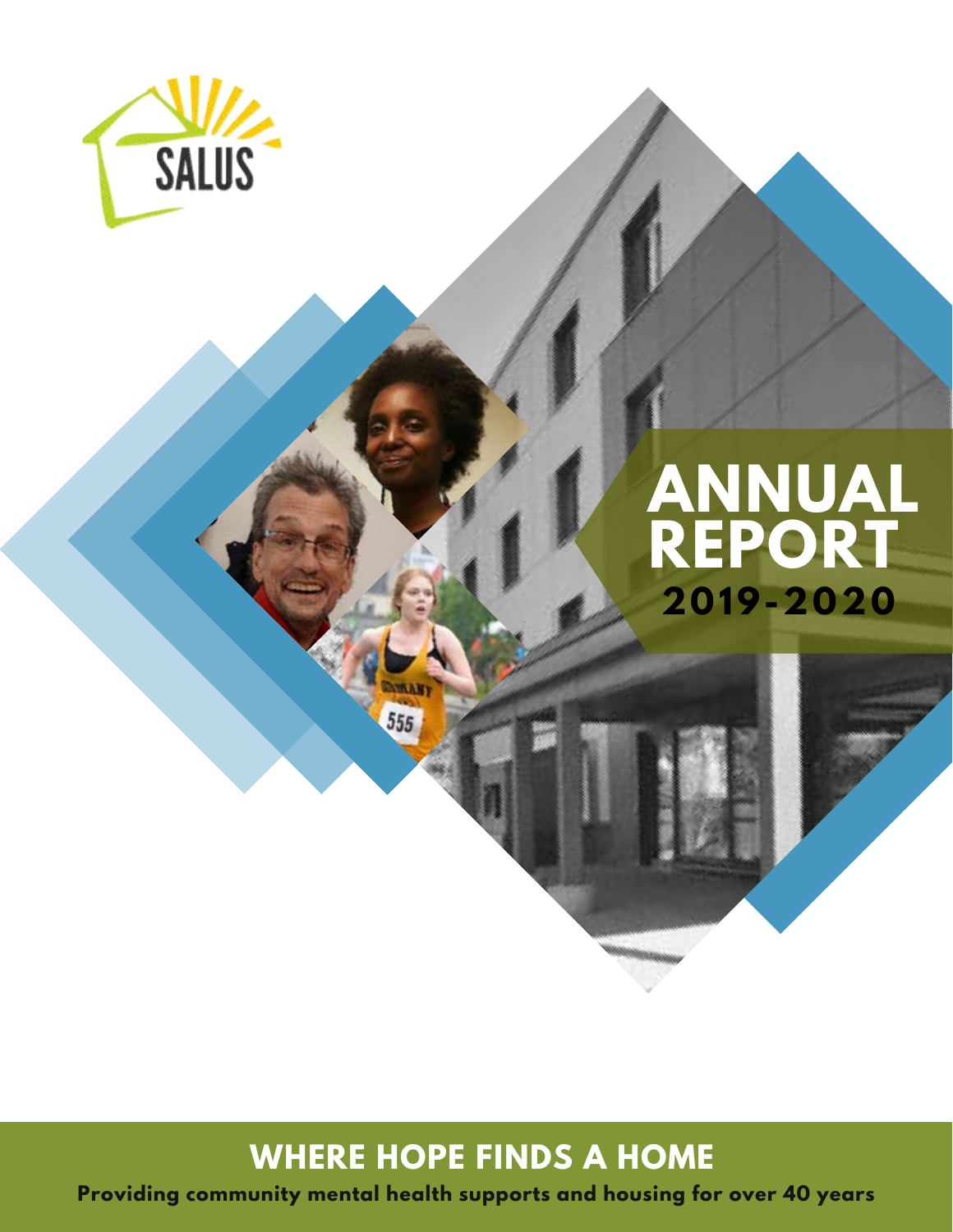SALUS

# ANNUAL REPORT
## 2019-2020

## WHERE HOPE FINDS A HOME

**Providing community mental health supports and housing for over 40 years**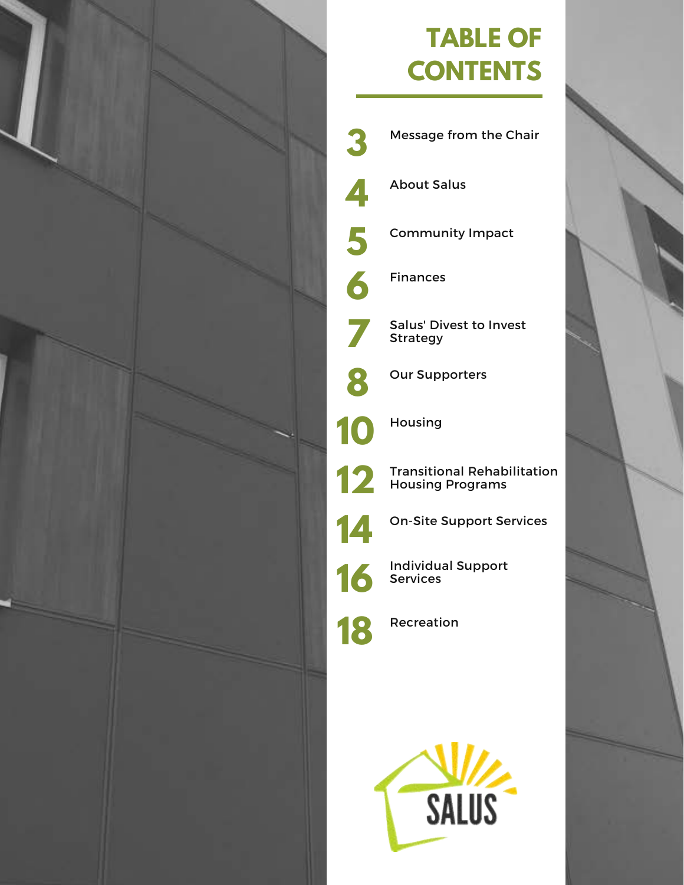# TABLE OF CONTENTS

| Page | Section |
|---|---|
| 3 | Message from the Chair |
| 4 | About Salus |
| 5 | Community Impact |
| 6 | Finances |
| 7 | Salus' Divest to Invest Strategy |
| 8 | Our Supporters |
| 10 | Housing |
| 12 | Transitional Rehabilitation Housing Programs |
| 14 | On-Site Support Services |
| 16 | Individual Support Services |
| 18 | Recreation |

SALUS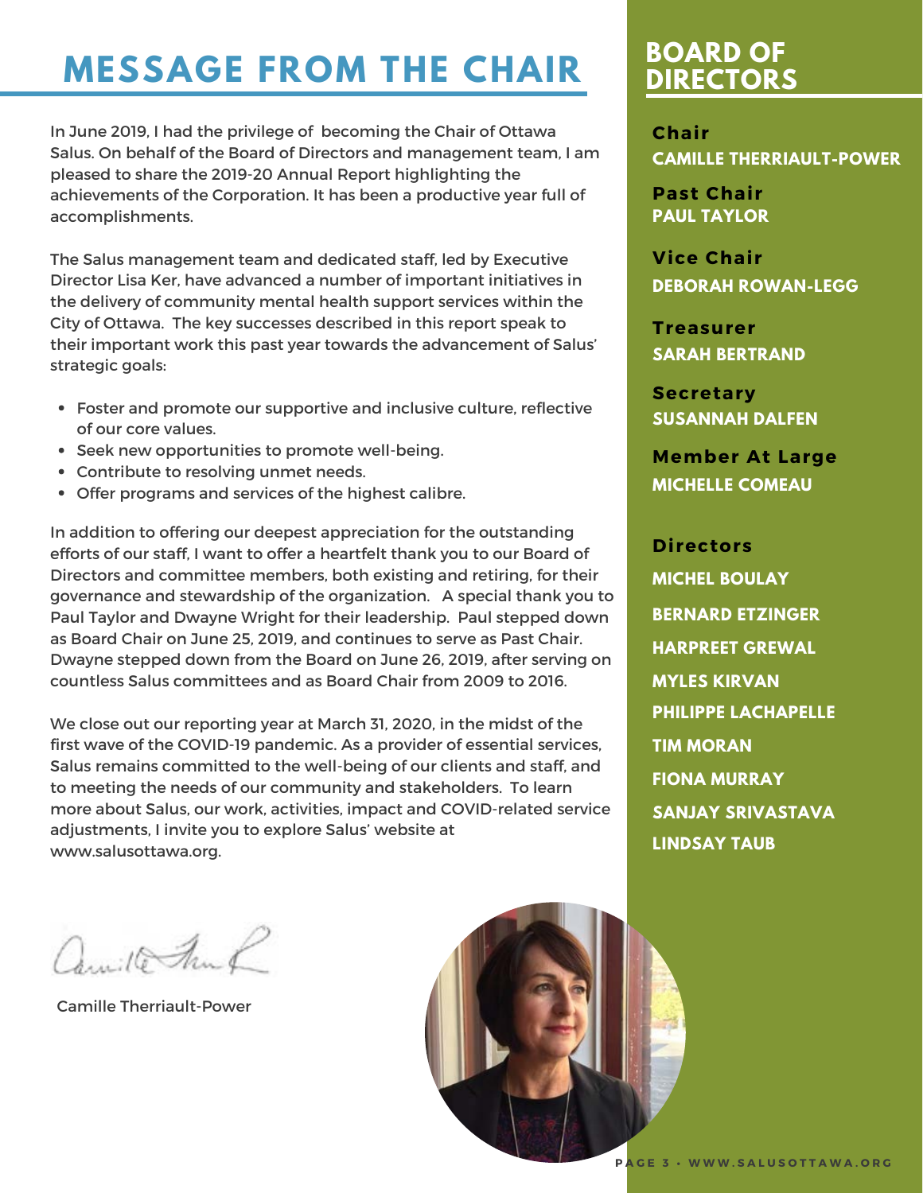# MESSAGE FROM THE CHAIR

In June 2019, I had the privilege of becoming the Chair of Ottawa Salus. On behalf of the Board of Directors and management team, I am pleased to share the 2019-20 Annual Report highlighting the achievements of the Corporation. It has been a productive year full of accomplishments.

The Salus management team and dedicated staff, led by Executive Director Lisa Ker, have advanced a number of important initiatives in the delivery of community mental health support services within the City of Ottawa. The key successes described in this report speak to their important work this past year towards the advancement of Salus' strategic goals:

- Foster and promote our supportive and inclusive culture, reflective of our core values.
- Seek new opportunities to promote well-being.
- Contribute to resolving unmet needs.
- Offer programs and services of the highest calibre.

In addition to offering our deepest appreciation for the outstanding efforts of our staff, I want to offer a heartfelt thank you to our Board of Directors and committee members, both existing and retiring, for their governance and stewardship of the organization. A special thank you to Paul Taylor and Dwayne Wright for their leadership. Paul stepped down as Board Chair on June 25, 2019, and continues to serve as Past Chair. Dwayne stepped down from the Board on June 26, 2019, after serving on countless Salus committees and as Board Chair from 2009 to 2016.

We close out our reporting year at March 31, 2020, in the midst of the first wave of the COVID-19 pandemic. As a provider of essential services, Salus remains committed to the well-being of our clients and staff, and to meeting the needs of our community and stakeholders. To learn more about Salus, our work, activities, impact and COVID-related service adjustments, I invite you to explore Salus' website at www.salusottawa.org.

Camille Therriault-Power

## BOARD OF DIRECTORS

**Chair**
CAMILLE THERRIAULT-POWER

**Past Chair**
PAUL TAYLOR

**Vice Chair**
DEBORAH ROWAN-LEGG

**Treasurer**
SARAH BERTRAND

**Secretary**
SUSANNAH DALFEN

**Member At Large**
MICHELLE COMEAU

**Directors**
MICHEL BOULAY
BERNARD ETZINGER
HARPREET GREWAL
MYLES KIRVAN
PHILIPPE LACHAPELLE
TIM MORAN
FIONA MURRAY
SANJAY SRIVASTAVA
LINDSAY TAUB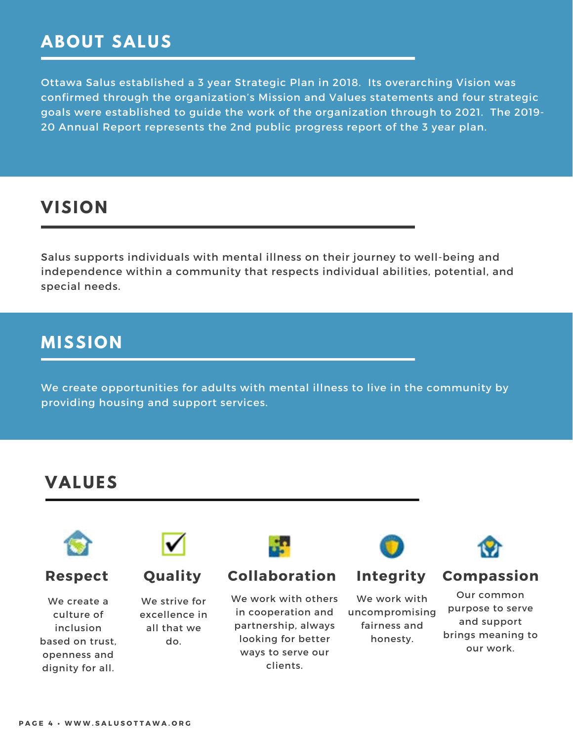## ABOUT SALUS

Ottawa Salus established a 3 year Strategic Plan in 2018. Its overarching Vision was confirmed through the organization's Mission and Values statements and four strategic goals were established to guide the work of the organization through to 2021. The 2019-20 Annual Report represents the 2nd public progress report of the 3 year plan.

## VISION

Salus supports individuals with mental illness on their journey to well-being and independence within a community that respects individual abilities, potential, and special needs.

## MISSION

We create opportunities for adults with mental illness to live in the community by providing housing and support services.

## VALUES

### Respect

We create a culture of inclusion based on trust, openness and dignity for all.

### Quality

We strive for excellence in all that we do.

### Collaboration

We work with others in cooperation and partnership, always looking for better ways to serve our clients.

### Integrity

We work with uncompromising fairness and honesty.

### Compassion

Our common purpose to serve and support brings meaning to our work.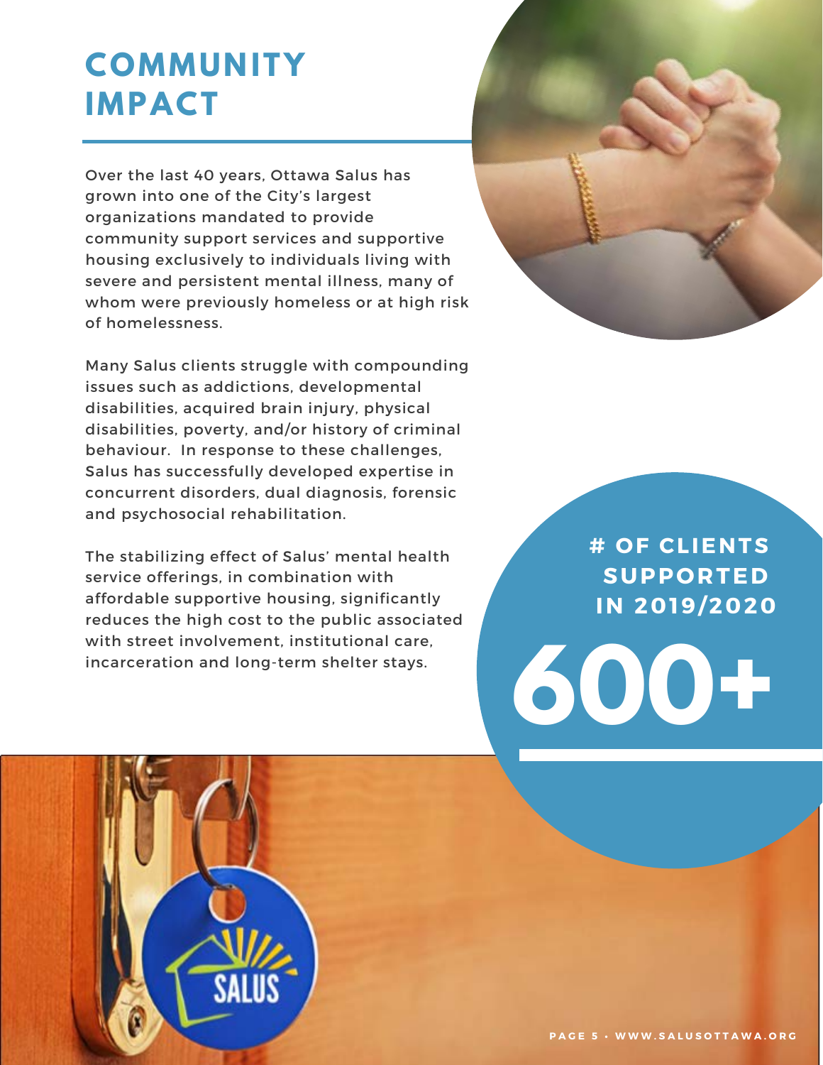# COMMUNITY IMPACT

Over the last 40 years, Ottawa Salus has grown into one of the City's largest organizations mandated to provide community support services and supportive housing exclusively to individuals living with severe and persistent mental illness, many of whom were previously homeless or at high risk of homelessness.

Many Salus clients struggle with compounding issues such as addictions, developmental disabilities, acquired brain injury, physical disabilities, poverty, and/or history of criminal behaviour. In response to these challenges, Salus has successfully developed expertise in concurrent disorders, dual diagnosis, forensic and psychosocial rehabilitation.

The stabilizing effect of Salus' mental health service offerings, in combination with affordable supportive housing, significantly reduces the high cost to the public associated with street involvement, institutional care, incarceration and long-term shelter stays.

**# OF CLIENTS SUPPORTED IN 2019/2020**

**600+**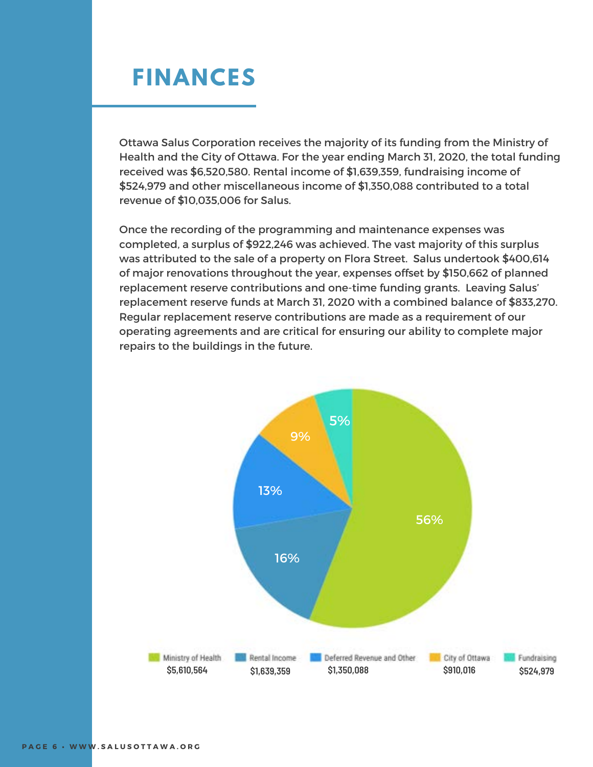# FINANCES

Ottawa Salus Corporation receives the majority of its funding from the Ministry of Health and the City of Ottawa. For the year ending March 31, 2020, the total funding received was $6,520,580. Rental income of $1,639,359, fundraising income of $524,979 and other miscellaneous income of $1,350,088 contributed to a total revenue of $10,035,006 for Salus.

Once the recording of the programming and maintenance expenses was completed, a surplus of $922,246 was achieved. The vast majority of this surplus was attributed to the sale of a property on Flora Street. Salus undertook $400,614 of major renovations throughout the year, expenses offset by $150,662 of planned replacement reserve contributions and one-time funding grants. Leaving Salus' replacement reserve funds at March 31, 2020 with a combined balance of $833,270. Regular replacement reserve contributions are made as a requirement of our operating agreements and are critical for ensuring our ability to complete major repairs to the buildings in the future.

| Source | Amount | Share |
|---|---|---|
| Ministry of Health | $5,610,564 | 56% |
| Rental Income | $1,639,359 | 16% |
| Deferred Revenue and Other | $1,350,088 | 13% |
| City of Ottawa | $910,016 | 9% |
| Fundraising | $524,979 | 5% |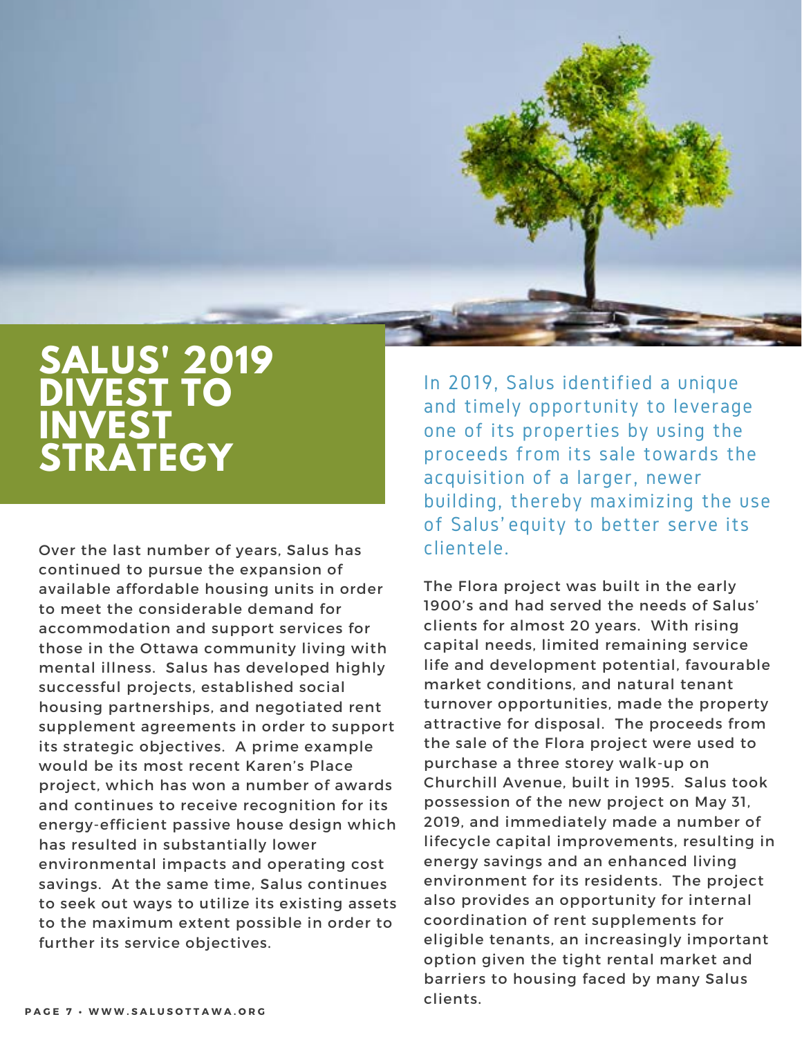# SALUS' 2019 DIVEST TO INVEST STRATEGY

In 2019, Salus identified a unique and timely opportunity to leverage one of its properties by using the proceeds from its sale towards the acquisition of a larger, newer building, thereby maximizing the use of Salus' equity to better serve its clientele.

Over the last number of years, Salus has continued to pursue the expansion of available affordable housing units in order to meet the considerable demand for accommodation and support services for those in the Ottawa community living with mental illness. Salus has developed highly successful projects, established social housing partnerships, and negotiated rent supplement agreements in order to support its strategic objectives. A prime example would be its most recent Karen's Place project, which has won a number of awards and continues to receive recognition for its energy-efficient passive house design which has resulted in substantially lower environmental impacts and operating cost savings. At the same time, Salus continues to seek out ways to utilize its existing assets to the maximum extent possible in order to further its service objectives.

The Flora project was built in the early 1900's and had served the needs of Salus' clients for almost 20 years. With rising capital needs, limited remaining service life and development potential, favourable market conditions, and natural tenant turnover opportunities, made the property attractive for disposal. The proceeds from the sale of the Flora project were used to purchase a three storey walk-up on Churchill Avenue, built in 1995. Salus took possession of the new project on May 31, 2019, and immediately made a number of lifecycle capital improvements, resulting in energy savings and an enhanced living environment for its residents. The project also provides an opportunity for internal coordination of rent supplements for eligible tenants, an increasingly important option given the tight rental market and barriers to housing faced by many Salus clients.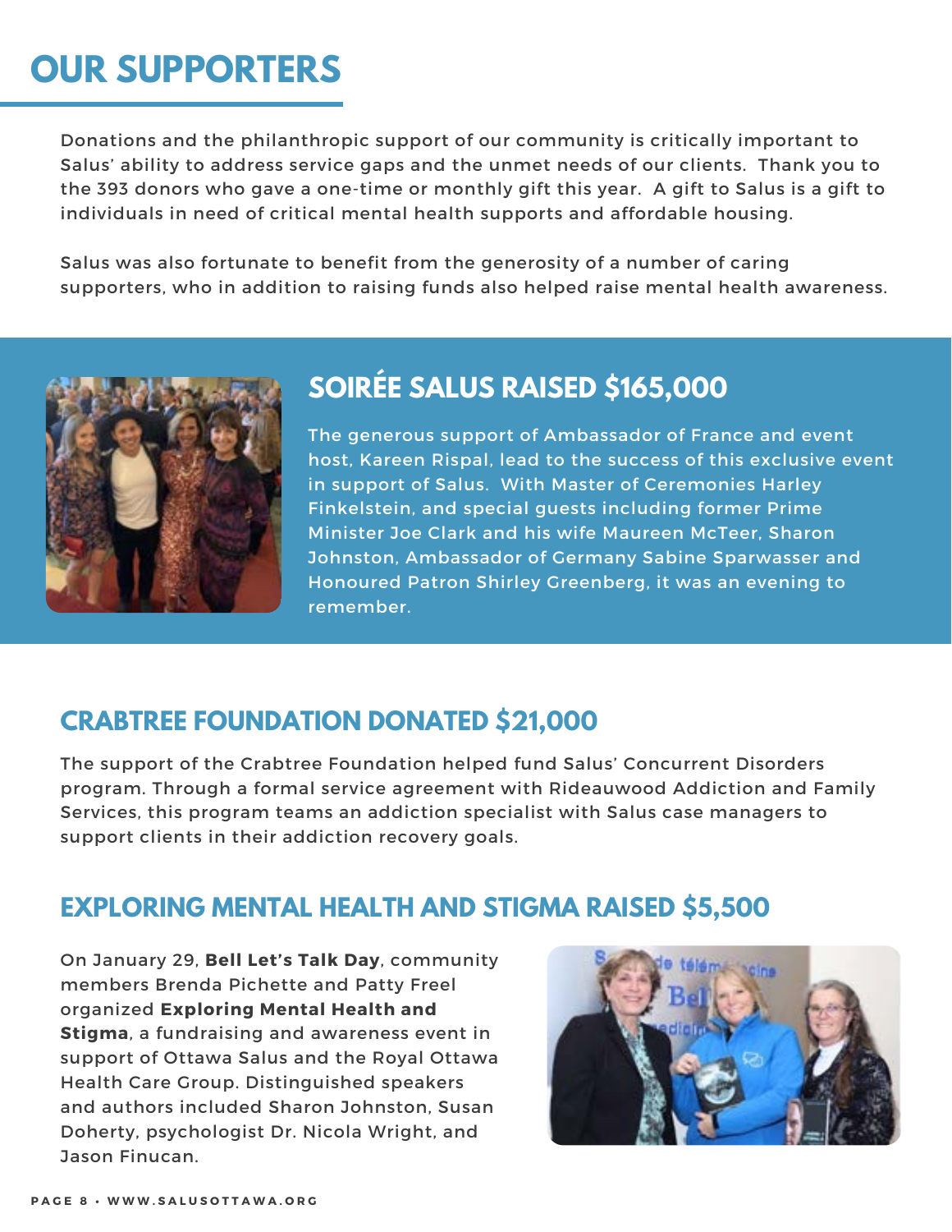# OUR SUPPORTERS

Donations and the philanthropic support of our community is critically important to Salus' ability to address service gaps and the unmet needs of our clients. Thank you to the 393 donors who gave a one-time or monthly gift this year. A gift to Salus is a gift to individuals in need of critical mental health supports and affordable housing.

Salus was also fortunate to benefit from the generosity of a number of caring supporters, who in addition to raising funds also helped raise mental health awareness.

## SOIRÉE SALUS RAISED $165,000

The generous support of Ambassador of France and event host, Kareen Rispal, lead to the success of this exclusive event in support of Salus. With Master of Ceremonies Harley Finkelstein, and special guests including former Prime Minister Joe Clark and his wife Maureen McTeer, Sharon Johnston, Ambassador of Germany Sabine Sparwasser and Honoured Patron Shirley Greenberg, it was an evening to remember.

## CRABTREE FOUNDATION DONATED $21,000

The support of the Crabtree Foundation helped fund Salus' Concurrent Disorders program. Through a formal service agreement with Rideauwood Addiction and Family Services, this program teams an addiction specialist with Salus case managers to support clients in their addiction recovery goals.

## EXPLORING MENTAL HEALTH AND STIGMA RAISED $5,500

On January 29, **Bell Let's Talk Day**, community members Brenda Pichette and Patty Freel organized **Exploring Mental Health and Stigma**, a fundraising and awareness event in support of Ottawa Salus and the Royal Ottawa Health Care Group. Distinguished speakers and authors included Sharon Johnston, Susan Doherty, psychologist Dr. Nicola Wright, and Jason Finucan.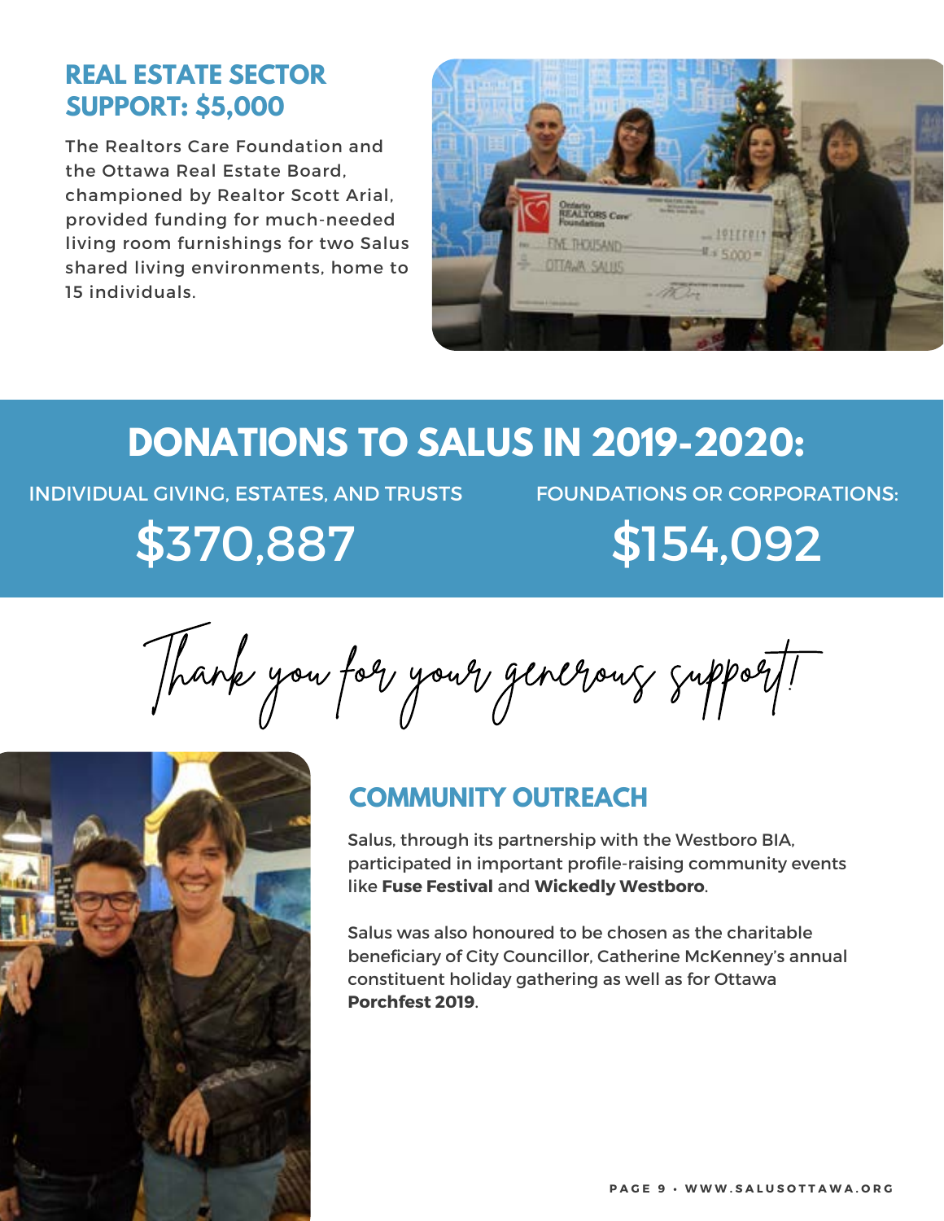## REAL ESTATE SECTOR SUPPORT: $5,000

The Realtors Care Foundation and the Ottawa Real Estate Board, championed by Realtor Scott Arial, provided funding for much-needed living room furnishings for two Salus shared living environments, home to 15 individuals.

## DONATIONS TO SALUS IN 2019-2020:

INDIVIDUAL GIVING, ESTATES, AND TRUSTS

**$370,887**

FOUNDATIONS OR CORPORATIONS:

**$154,092**

*Thank you for your generous support!*

## COMMUNITY OUTREACH

Salus, through its partnership with the Westboro BIA, participated in important profile-raising community events like **Fuse Festival** and **Wickedly Westboro**.

Salus was also honoured to be chosen as the charitable beneficiary of City Councillor, Catherine McKenney's annual constituent holiday gathering as well as for Ottawa **Porchfest 2019**.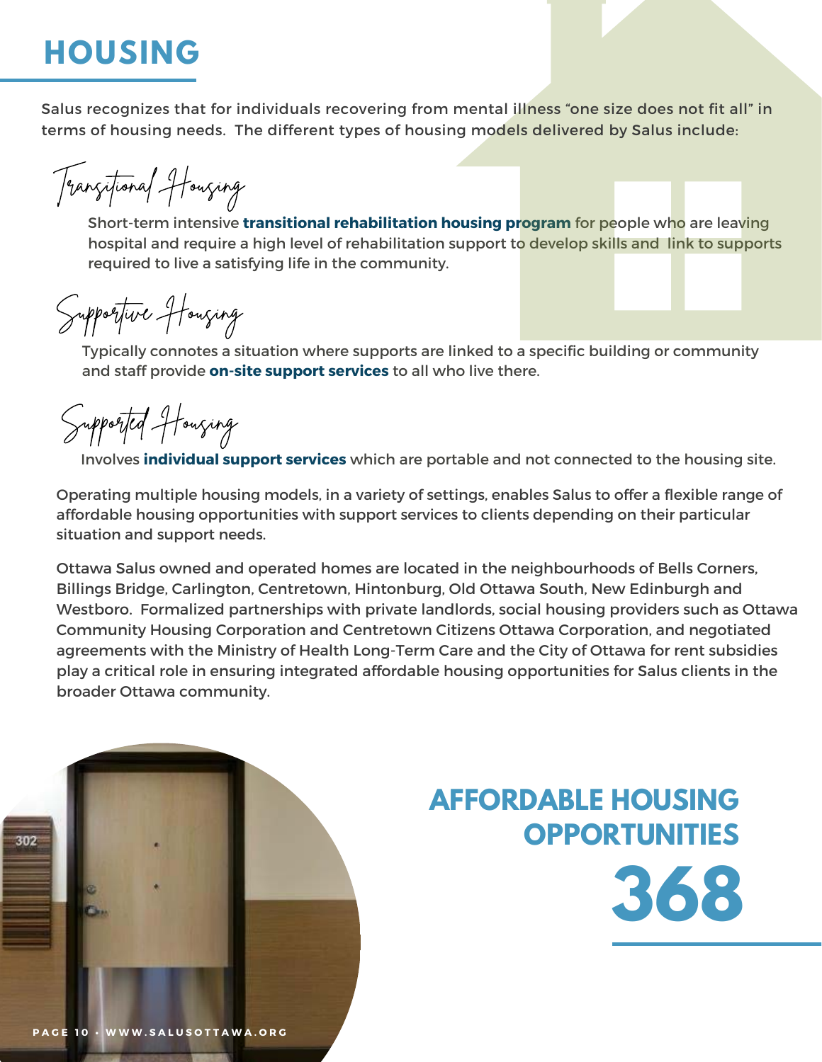# HOUSING

Salus recognizes that for individuals recovering from mental illness "one size does not fit all" in terms of housing needs. The different types of housing models delivered by Salus include:

### Transitional Housing

Short-term intensive **transitional rehabilitation housing program** for people who are leaving hospital and require a high level of rehabilitation support to develop skills and link to supports required to live a satisfying life in the community.

### Supportive Housing

Typically connotes a situation where supports are linked to a specific building or community and staff provide **on-site support services** to all who live there.

### Supported Housing

Involves **individual support services** which are portable and not connected to the housing site.

Operating multiple housing models, in a variety of settings, enables Salus to offer a flexible range of affordable housing opportunities with support services to clients depending on their particular situation and support needs.

Ottawa Salus owned and operated homes are located in the neighbourhoods of Bells Corners, Billings Bridge, Carlington, Centretown, Hintonburg, Old Ottawa South, New Edinburgh and Westboro. Formalized partnerships with private landlords, social housing providers such as Ottawa Community Housing Corporation and Centretown Citizens Ottawa Corporation, and negotiated agreements with the Ministry of Health Long-Term Care and the City of Ottawa for rent subsidies play a critical role in ensuring integrated affordable housing opportunities for Salus clients in the broader Ottawa community.

## AFFORDABLE HOUSING OPPORTUNITIES

# 368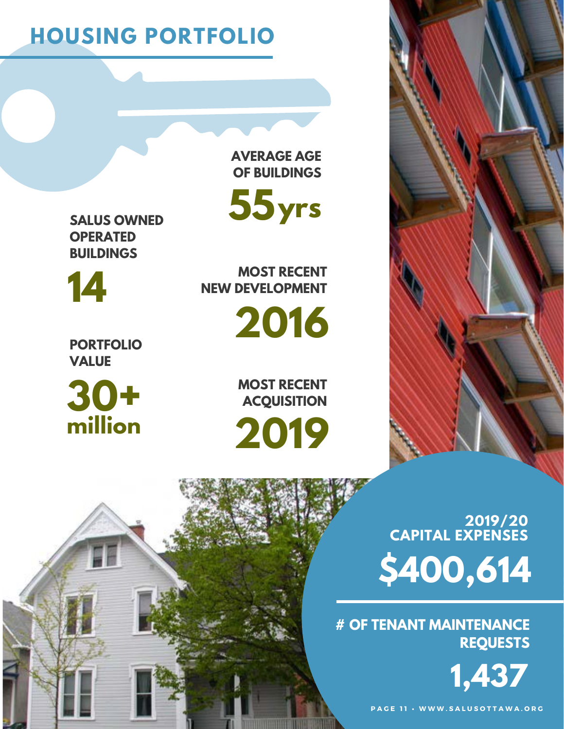# HOUSING PORTFOLIO

**SALUS OWNED OPERATED BUILDINGS**

**14**

**AVERAGE AGE OF BUILDINGS**

**55yrs**

**MOST RECENT NEW DEVELOPMENT**

**2016**

**PORTFOLIO VALUE**

**30+ million**

**MOST RECENT ACQUISITION**

**2019**

**2019/20 CAPITAL EXPENSES**

**$400,614**

**# OF TENANT MAINTENANCE REQUESTS**

**1,437**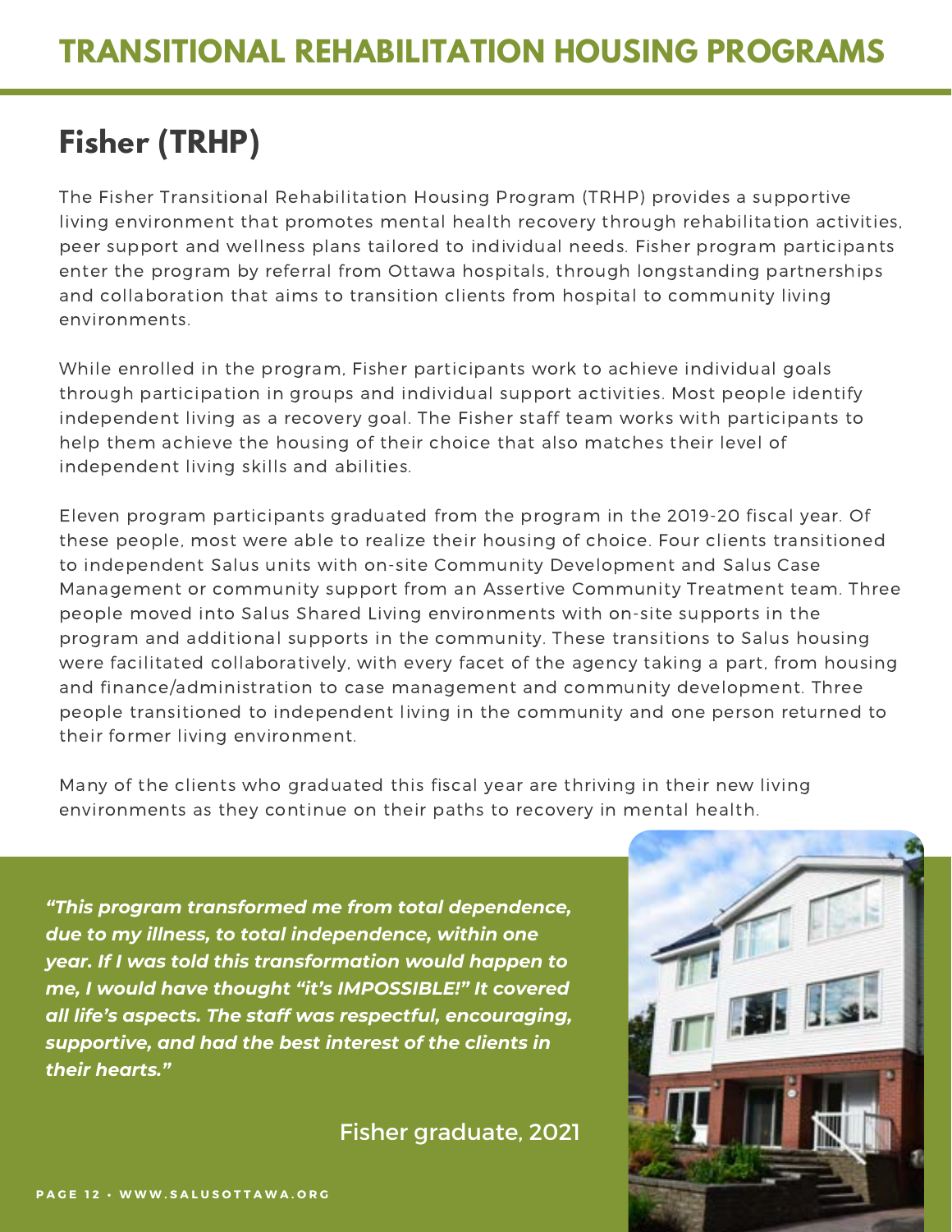# TRANSITIONAL REHABILITATION HOUSING PROGRAMS

## Fisher (TRHP)

The Fisher Transitional Rehabilitation Housing Program (TRHP) provides a supportive living environment that promotes mental health recovery through rehabilitation activities, peer support and wellness plans tailored to individual needs. Fisher program participants enter the program by referral from Ottawa hospitals, through longstanding partnerships and collaboration that aims to transition clients from hospital to community living environments.

While enrolled in the program, Fisher participants work to achieve individual goals through participation in groups and individual support activities. Most people identify independent living as a recovery goal. The Fisher staff team works with participants to help them achieve the housing of their choice that also matches their level of independent living skills and abilities.

Eleven program participants graduated from the program in the 2019-20 fiscal year. Of these people, most were able to realize their housing of choice. Four clients transitioned to independent Salus units with on-site Community Development and Salus Case Management or community support from an Assertive Community Treatment team. Three people moved into Salus Shared Living environments with on-site supports in the program and additional supports in the community. These transitions to Salus housing were facilitated collaboratively, with every facet of the agency taking a part, from housing and finance/administration to case management and community development. Three people transitioned to independent living in the community and one person returned to their former living environment.

Many of the clients who graduated this fiscal year are thriving in their new living environments as they continue on their paths to recovery in mental health.

***"This program transformed me from total dependence, due to my illness, to total independence, within one year. If I was told this transformation would happen to me, I would have thought "it's IMPOSSIBLE!" It covered all life's aspects. The staff was respectful, encouraging, supportive, and had the best interest of the clients in their hearts."***

Fisher graduate, 2021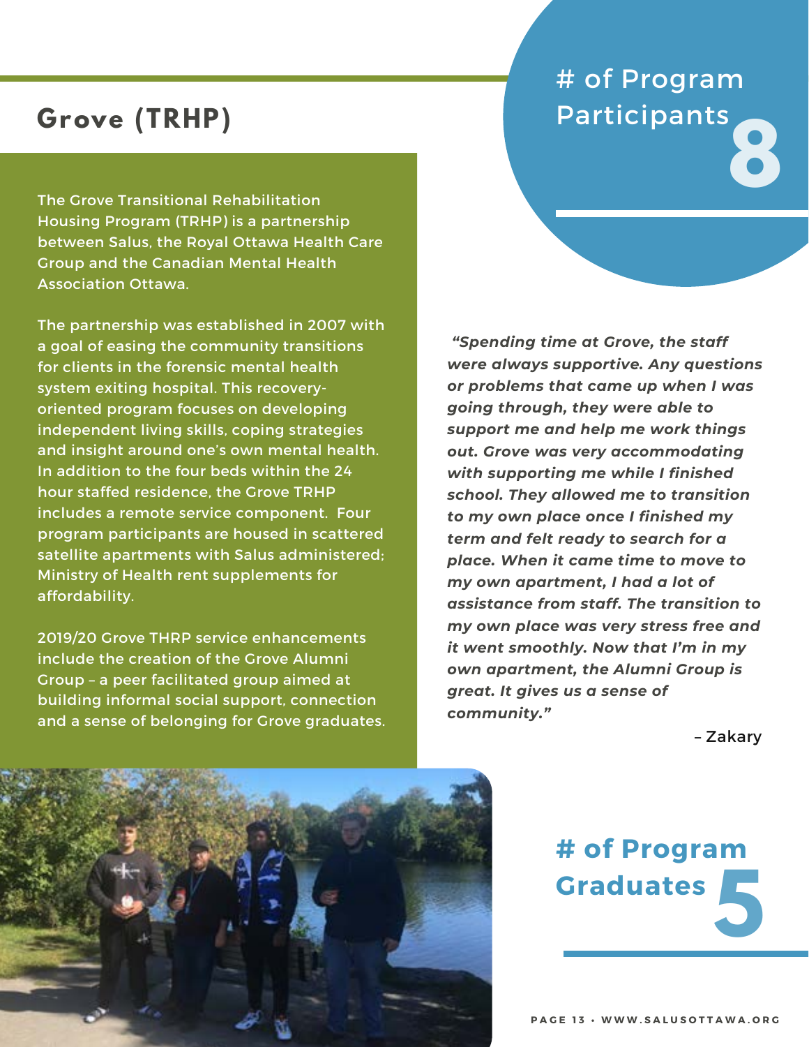## Grove (TRHP)

The Grove Transitional Rehabilitation Housing Program (TRHP) is a partnership between Salus, the Royal Ottawa Health Care Group and the Canadian Mental Health Association Ottawa.

The partnership was established in 2007 with a goal of easing the community transitions for clients in the forensic mental health system exiting hospital. This recovery-oriented program focuses on developing independent living skills, coping strategies and insight around one's own mental health. In addition to the four beds within the 24 hour staffed residence, the Grove TRHP includes a remote service component. Four program participants are housed in scattered satellite apartments with Salus administered; Ministry of Health rent supplements for affordability.

2019/20 Grove THRP service enhancements include the creation of the Grove Alumni Group – a peer facilitated group aimed at building informal social support, connection and a sense of belonging for Grove graduates.

# of Program Participants **8**

***"Spending time at Grove, the staff were always supportive. Any questions or problems that came up when I was going through, they were able to support me and help me work things out. Grove was very accommodating with supporting me while I finished school. They allowed me to transition to my own place once I finished my term and felt ready to search for a place. When it came time to move to my own apartment, I had a lot of assistance from staff. The transition to my own place was very stress free and it went smoothly. Now that I'm in my own apartment, the Alumni Group is great. It gives us a sense of community."***

– Zakary

**# of Program Graduates 5**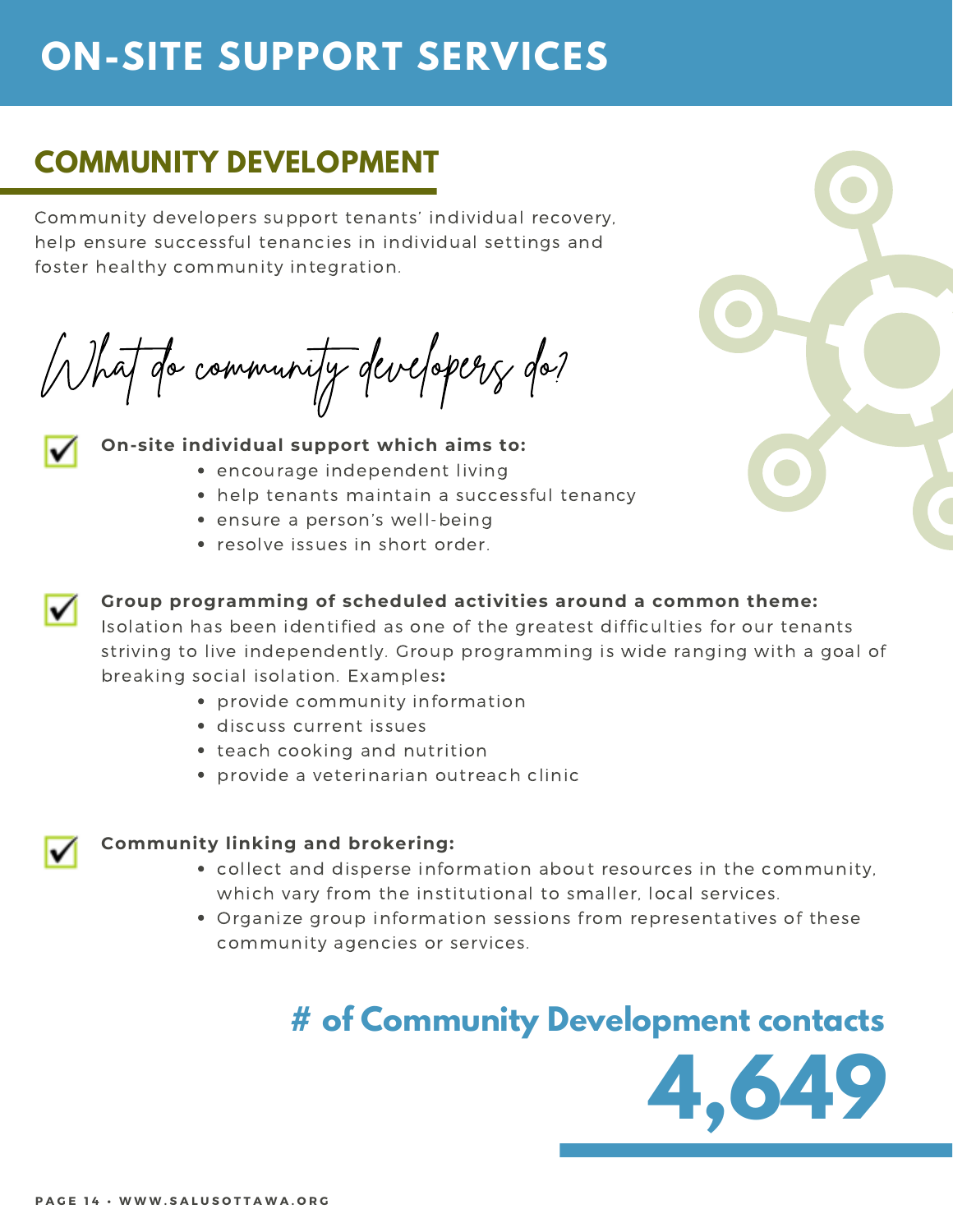# ON-SITE SUPPORT SERVICES

## COMMUNITY DEVELOPMENT

Community developers support tenants' individual recovery, help ensure successful tenancies in individual settings and foster healthy community integration.

*What do community developers do?*

**On-site individual support which aims to:**

- encourage independent living
- help tenants maintain a successful tenancy
- ensure a person's well-being
- resolve issues in short order.

**Group programming of scheduled activities around a common theme:**
Isolation has been identified as one of the greatest difficulties for our tenants striving to live independently. Group programming is wide ranging with a goal of breaking social isolation. Examples**:**

- provide community information
- discuss current issues
- teach cooking and nutrition
- provide a veterinarian outreach clinic

**Community linking and brokering:**

- collect and disperse information about resources in the community, which vary from the institutional to smaller, local services.
- Organize group information sessions from representatives of these community agencies or services.

**# of Community Development contacts**

**4,649**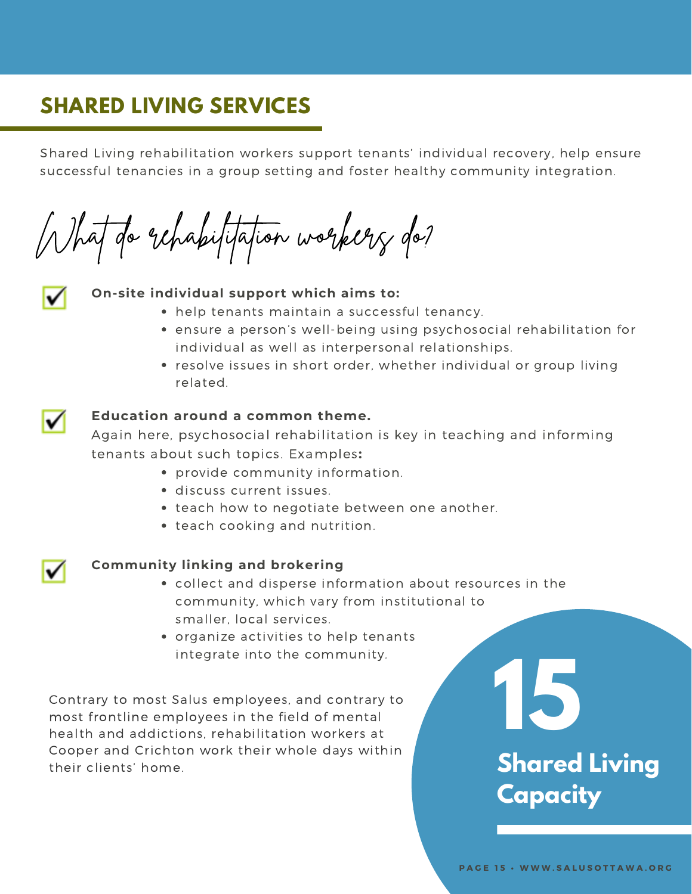## SHARED LIVING SERVICES

Shared Living rehabilitation workers support tenants' individual recovery, help ensure successful tenancies in a group setting and foster healthy community integration.

### What do rehabilitation workers do?

**On-site individual support which aims to:**

- help tenants maintain a successful tenancy.
- ensure a person's well-being using psychosocial rehabilitation for individual as well as interpersonal relationships.
- resolve issues in short order, whether individual or group living related.

**Education around a common theme.**
Again here, psychosocial rehabilitation is key in teaching and informing tenants about such topics. Examples**:**

- provide community information.
- discuss current issues.
- teach how to negotiate between one another.
- teach cooking and nutrition.

**Community linking and brokering**

- collect and disperse information about resources in the community, which vary from institutional to smaller, local services.
- organize activities to help tenants integrate into the community.

Contrary to most Salus employees, and contrary to most frontline employees in the field of mental health and addictions, rehabilitation workers at Cooper and Crichton work their whole days within their clients' home.

**15**

**Shared Living Capacity**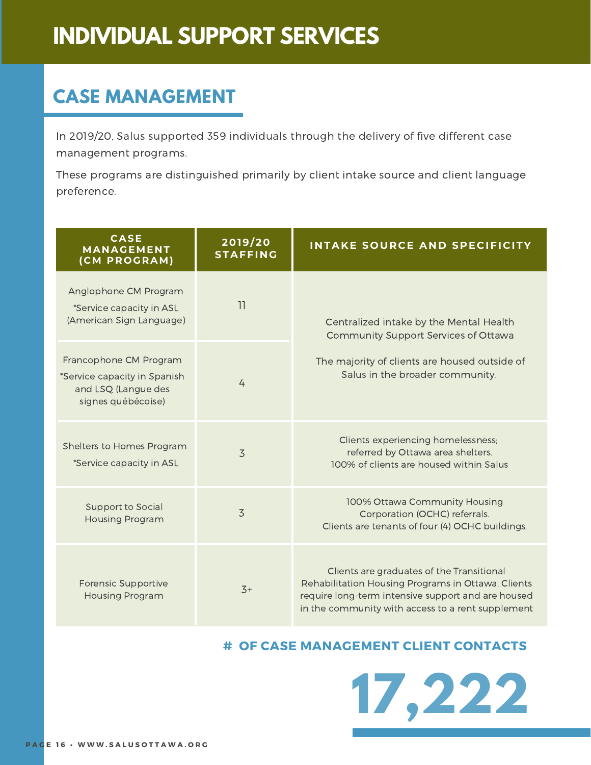# INDIVIDUAL SUPPORT SERVICES

## CASE MANAGEMENT

In 2019/20, Salus supported 359 individuals through the delivery of five different case management programs.

These programs are distinguished primarily by client intake source and client language preference.

| CASE MANAGEMENT (CM PROGRAM) | 2019/20 STAFFING | INTAKE SOURCE AND SPECIFICITY |
|---|---|---|
| Anglophone CM Program *Service capacity in ASL (American Sign Language) | 11 | Centralized intake by the Mental Health Community Support Services of Ottawa. The majority of clients are housed outside of Salus in the broader community. |
| Francophone CM Program *Service capacity in Spanish and LSQ (Langue des signes québécoise) | 4 | |
| Shelters to Homes Program *Service capacity in ASL | 3 | Clients experiencing homelessness; referred by Ottawa area shelters. 100% of clients are housed within Salus |
| Support to Social Housing Program | 3 | 100% Ottawa Community Housing Corporation (OCHC) referrals. Clients are tenants of four (4) OCHC buildings. |
| Forensic Supportive Housing Program | 3+ | Clients are graduates of the Transitional Rehabilitation Housing Programs in Ottawa. Clients require long-term intensive support and are housed in the community with access to a rent supplement |

### # OF CASE MANAGEMENT CLIENT CONTACTS

**17,222**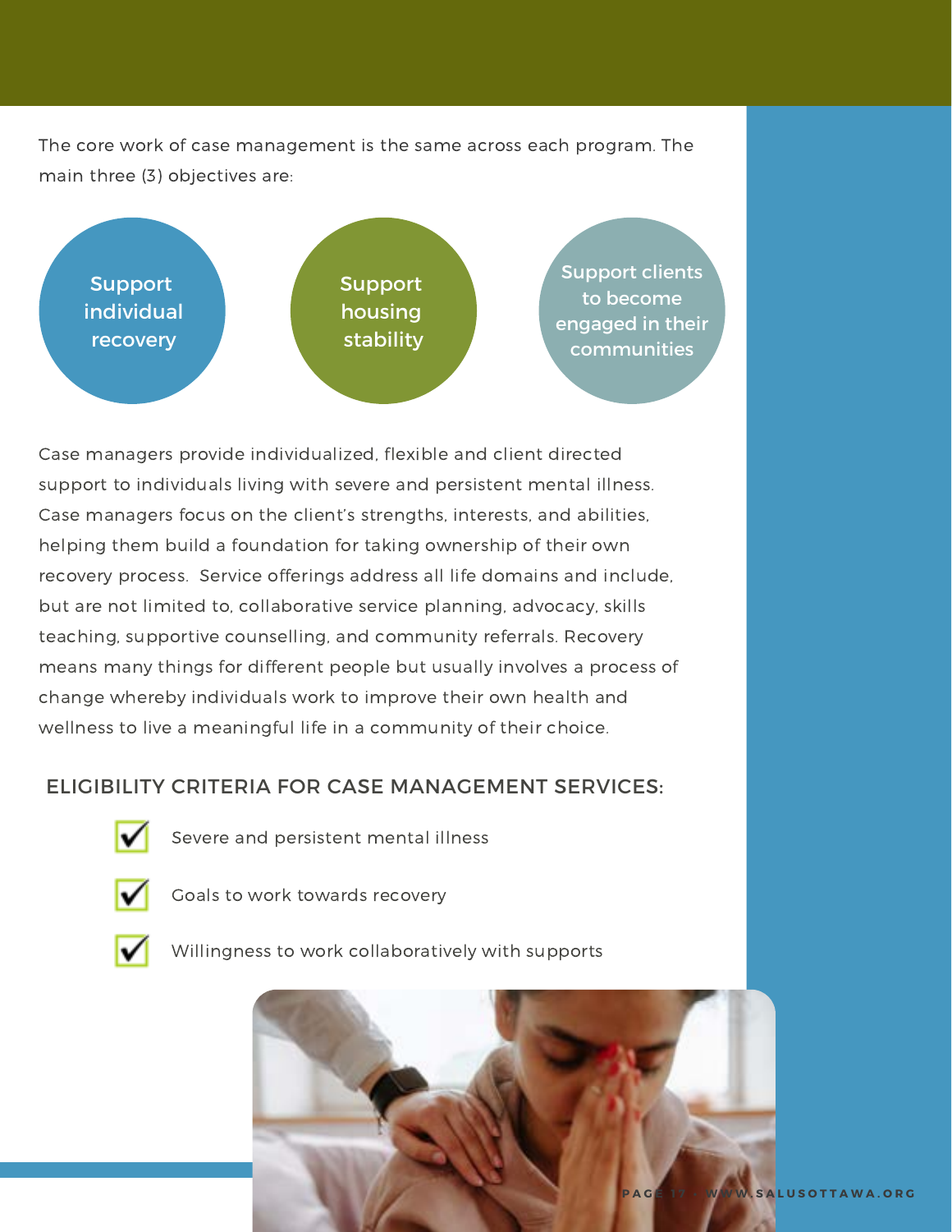The core work of case management is the same across each program. The main three (3) objectives are:

- Support individual recovery
- Support housing stability
- Support clients to become engaged in their communities

Case managers provide individualized, flexible and client directed support to individuals living with severe and persistent mental illness. Case managers focus on the client's strengths, interests, and abilities, helping them build a foundation for taking ownership of their own recovery process. Service offerings address all life domains and include, but are not limited to, collaborative service planning, advocacy, skills teaching, supportive counselling, and community referrals. Recovery means many things for different people but usually involves a process of change whereby individuals work to improve their own health and wellness to live a meaningful life in a community of their choice.

## ELIGIBILITY CRITERIA FOR CASE MANAGEMENT SERVICES:

- ☑ Severe and persistent mental illness
- ☑ Goals to work towards recovery
- ☑ Willingness to work collaboratively with supports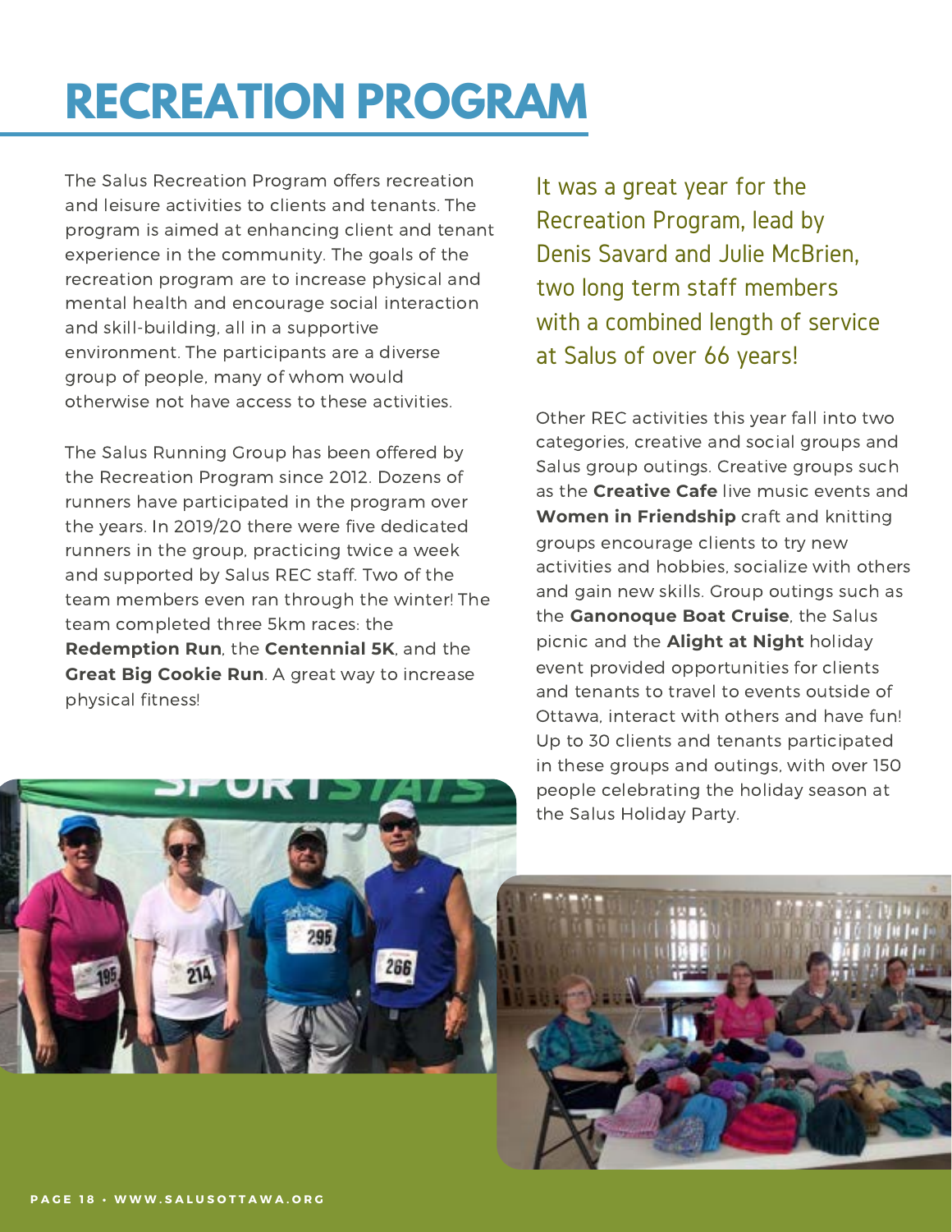# RECREATION PROGRAM

The Salus Recreation Program offers recreation and leisure activities to clients and tenants. The program is aimed at enhancing client and tenant experience in the community. The goals of the recreation program are to increase physical and mental health and encourage social interaction and skill-building, all in a supportive environment. The participants are a diverse group of people, many of whom would otherwise not have access to these activities.

The Salus Running Group has been offered by the Recreation Program since 2012. Dozens of runners have participated in the program over the years. In 2019/20 there were five dedicated runners in the group, practicing twice a week and supported by Salus REC staff. Two of the team members even ran through the winter! The team completed three 5km races: the **Redemption Run**, the **Centennial 5K**, and the **Great Big Cookie Run**. A great way to increase physical fitness!

It was a great year for the Recreation Program, lead by Denis Savard and Julie McBrien, two long term staff members with a combined length of service at Salus of over 66 years!

Other REC activities this year fall into two categories, creative and social groups and Salus group outings. Creative groups such as the **Creative Cafe** live music events and **Women in Friendship** craft and knitting groups encourage clients to try new activities and hobbies, socialize with others and gain new skills. Group outings such as the **Ganonoque Boat Cruise**, the Salus picnic and the **Alight at Night** holiday event provided opportunities for clients and tenants to travel to events outside of Ottawa, interact with others and have fun! Up to 30 clients and tenants participated in these groups and outings, with over 150 people celebrating the holiday season at the Salus Holiday Party.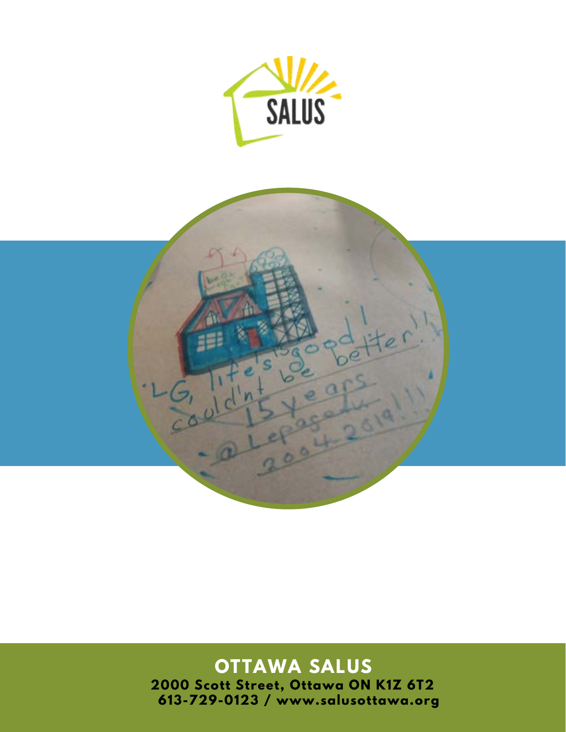**OTTAWA SALUS**

**2000 Scott Street, Ottawa ON K1Z 6T2**

**613-729-0123 / www.salusottawa.org**